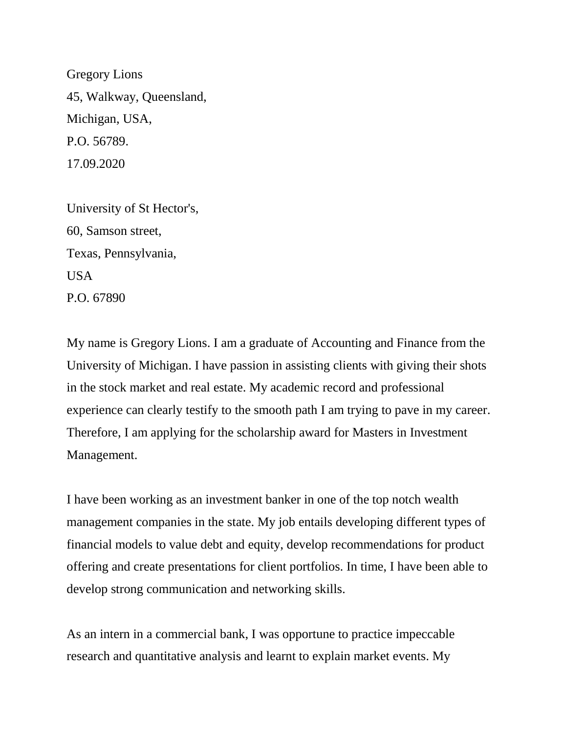Gregory Lions  
45, Walkway, Queensland,  
Michigan, USA,  
P.O. 56789.  
17.09.2020

University of St Hector's,  
60, Samson street,  
Texas, Pennsylvania,  
USA  
P.O. 67890

My name is Gregory Lions. I am a graduate of Accounting and Finance from the University of Michigan. I have passion in assisting clients with giving their shots in the stock market and real estate. My academic record and professional experience can clearly testify to the smooth path I am trying to pave in my career. Therefore, I am applying for the scholarship award for Masters in Investment Management.

I have been working as an investment banker in one of the top notch wealth management companies in the state. My job entails developing different types of financial models to value debt and equity, develop recommendations for product offering and create presentations for client portfolios. In time, I have been able to develop strong communication and networking skills.

As an intern in a commercial bank, I was opportune to practice impeccable research and quantitative analysis and learnt to explain market events. My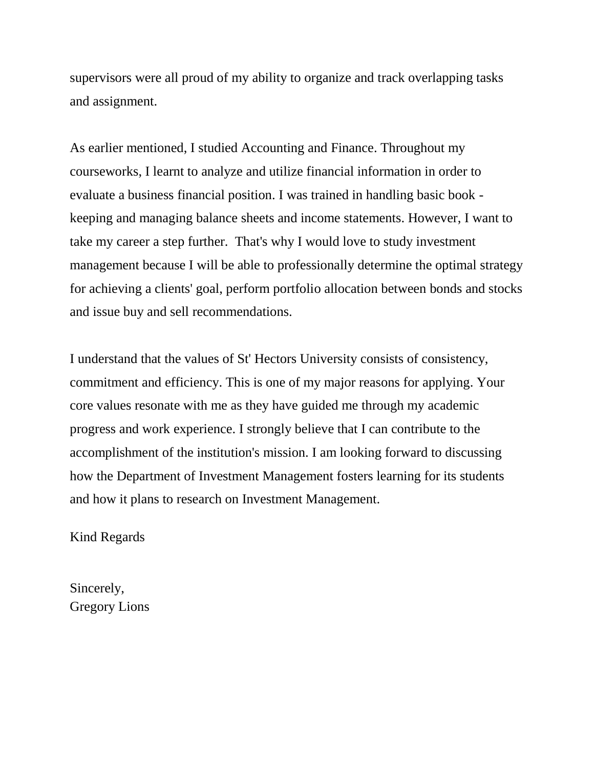supervisors were all proud of my ability to organize and track overlapping tasks and assignment.

As earlier mentioned, I studied Accounting and Finance. Throughout my courseworks, I learnt to analyze and utilize financial information in order to evaluate a business financial position. I was trained in handling basic book - keeping and managing balance sheets and income statements. However, I want to take my career a step further.  That's why I would love to study investment management because I will be able to professionally determine the optimal strategy for achieving a clients' goal, perform portfolio allocation between bonds and stocks and issue buy and sell recommendations.

I understand that the values of St' Hectors University consists of consistency, commitment and efficiency. This is one of my major reasons for applying. Your core values resonate with me as they have guided me through my academic progress and work experience. I strongly believe that I can contribute to the accomplishment of the institution's mission. I am looking forward to discussing how the Department of Investment Management fosters learning for its students and how it plans to research on Investment Management.

Kind Regards

Sincerely,
Gregory Lions